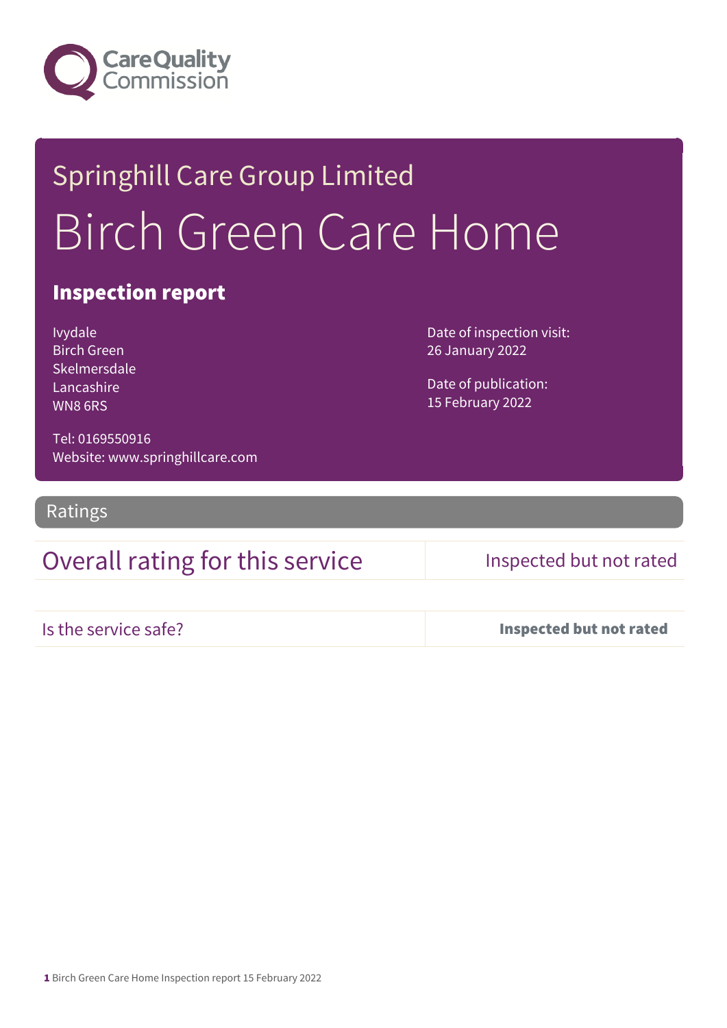Care Quality Commission

# Springhill Care Group Limited

# Birch Green Care Home

## Inspection report

Ivydale
Birch Green
Skelmersdale
Lancashire
WN8 6RS

Tel: 0169550916
Website: www.springhillcare.com

Date of inspection visit:
26 January 2022

Date of publication:
15 February 2022

## Ratings

| Overall rating for this service | Inspected but not rated |
|---|---|
| Is the service safe? | **Inspected but not rated** |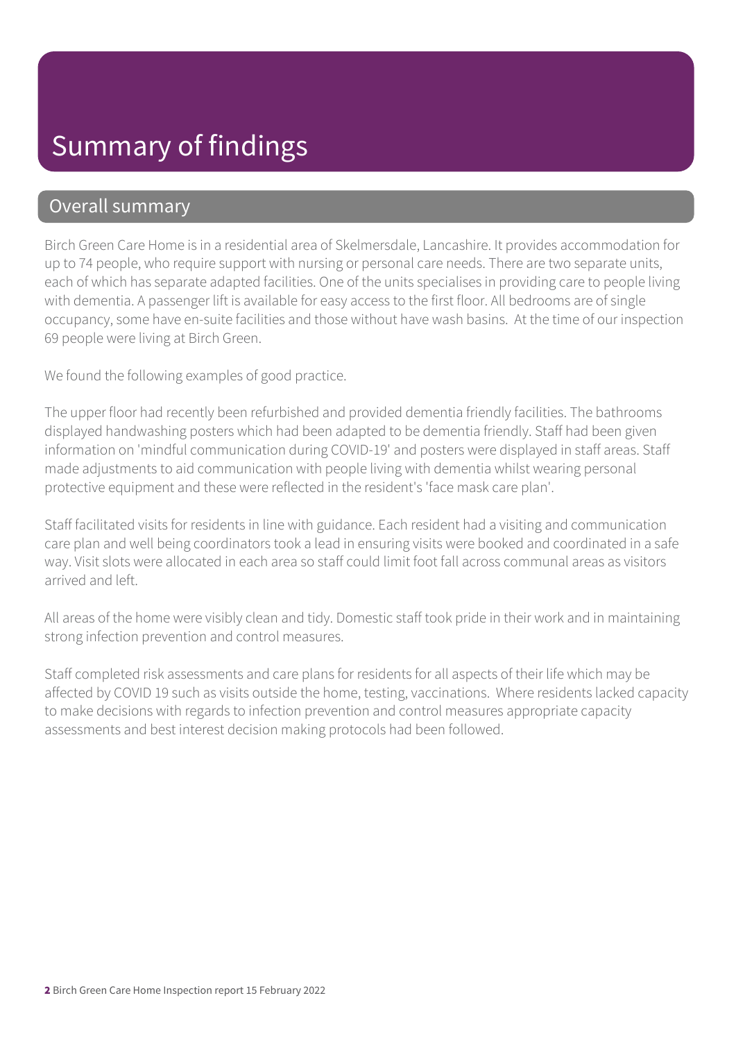# Summary of findings

## Overall summary

Birch Green Care Home is in a residential area of Skelmersdale, Lancashire. It provides accommodation for up to 74 people, who require support with nursing or personal care needs. There are two separate units, each of which has separate adapted facilities. One of the units specialises in providing care to people living with dementia. A passenger lift is available for easy access to the first floor. All bedrooms are of single occupancy, some have en-suite facilities and those without have wash basins. At the time of our inspection 69 people were living at Birch Green.

We found the following examples of good practice.

The upper floor had recently been refurbished and provided dementia friendly facilities. The bathrooms displayed handwashing posters which had been adapted to be dementia friendly. Staff had been given information on 'mindful communication during COVID-19' and posters were displayed in staff areas. Staff made adjustments to aid communication with people living with dementia whilst wearing personal protective equipment and these were reflected in the resident's 'face mask care plan'.

Staff facilitated visits for residents in line with guidance. Each resident had a visiting and communication care plan and well being coordinators took a lead in ensuring visits were booked and coordinated in a safe way. Visit slots were allocated in each area so staff could limit foot fall across communal areas as visitors arrived and left.

All areas of the home were visibly clean and tidy. Domestic staff took pride in their work and in maintaining strong infection prevention and control measures.

Staff completed risk assessments and care plans for residents for all aspects of their life which may be affected by COVID 19 such as visits outside the home, testing, vaccinations. Where residents lacked capacity to make decisions with regards to infection prevention and control measures appropriate capacity assessments and best interest decision making protocols had been followed.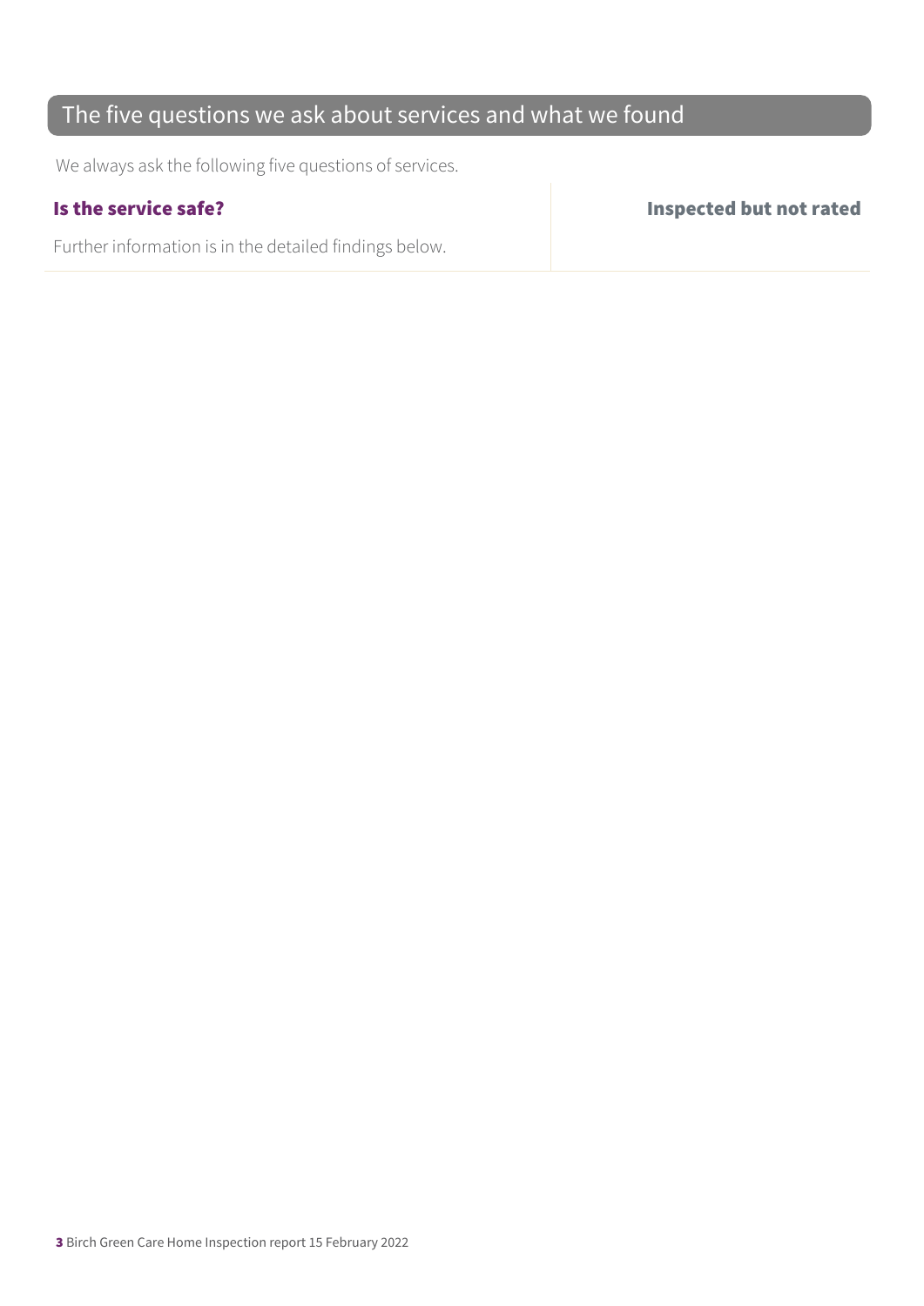## The five questions we ask about services and what we found

We always ask the following five questions of services.

| **Is the service safe?** | **Inspected but not rated** |
| --- | --- |
| Further information is in the detailed findings below. | |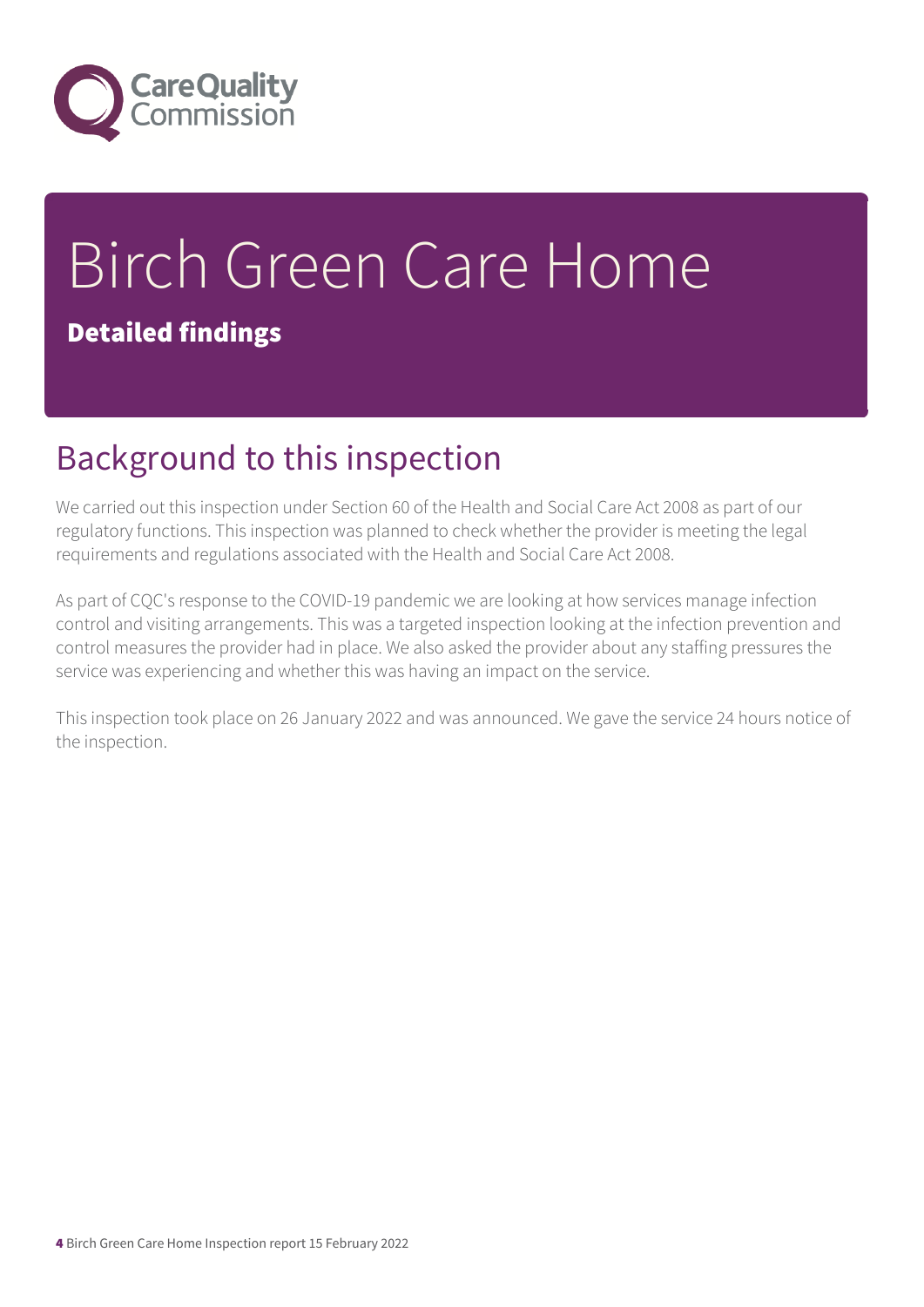# Birch Green Care Home

**Detailed findings**

## Background to this inspection

We carried out this inspection under Section 60 of the Health and Social Care Act 2008 as part of our regulatory functions. This inspection was planned to check whether the provider is meeting the legal requirements and regulations associated with the Health and Social Care Act 2008.

As part of CQC's response to the COVID-19 pandemic we are looking at how services manage infection control and visiting arrangements. This was a targeted inspection looking at the infection prevention and control measures the provider had in place. We also asked the provider about any staffing pressures the service was experiencing and whether this was having an impact on the service.

This inspection took place on 26 January 2022 and was announced. We gave the service 24 hours notice of the inspection.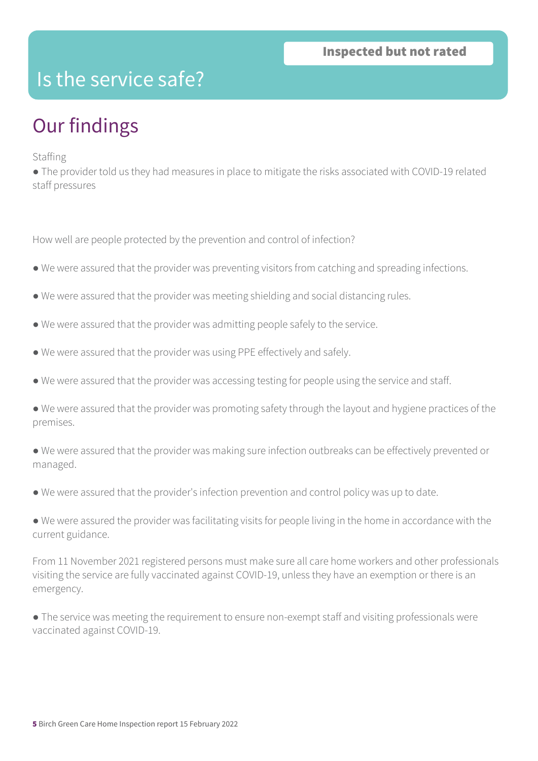# Is the service safe?

**Inspected but not rated**

## Our findings

Staffing

- The provider told us they had measures in place to mitigate the risks associated with COVID-19 related staff pressures

How well are people protected by the prevention and control of infection?

- We were assured that the provider was preventing visitors from catching and spreading infections.
- We were assured that the provider was meeting shielding and social distancing rules.
- We were assured that the provider was admitting people safely to the service.
- We were assured that the provider was using PPE effectively and safely.
- We were assured that the provider was accessing testing for people using the service and staff.
- We were assured that the provider was promoting safety through the layout and hygiene practices of the premises.
- We were assured that the provider was making sure infection outbreaks can be effectively prevented or managed.
- We were assured that the provider's infection prevention and control policy was up to date.
- We were assured the provider was facilitating visits for people living in the home in accordance with the current guidance.

From 11 November 2021 registered persons must make sure all care home workers and other professionals visiting the service are fully vaccinated against COVID-19, unless they have an exemption or there is an emergency.

- The service was meeting the requirement to ensure non-exempt staff and visiting professionals were vaccinated against COVID-19.